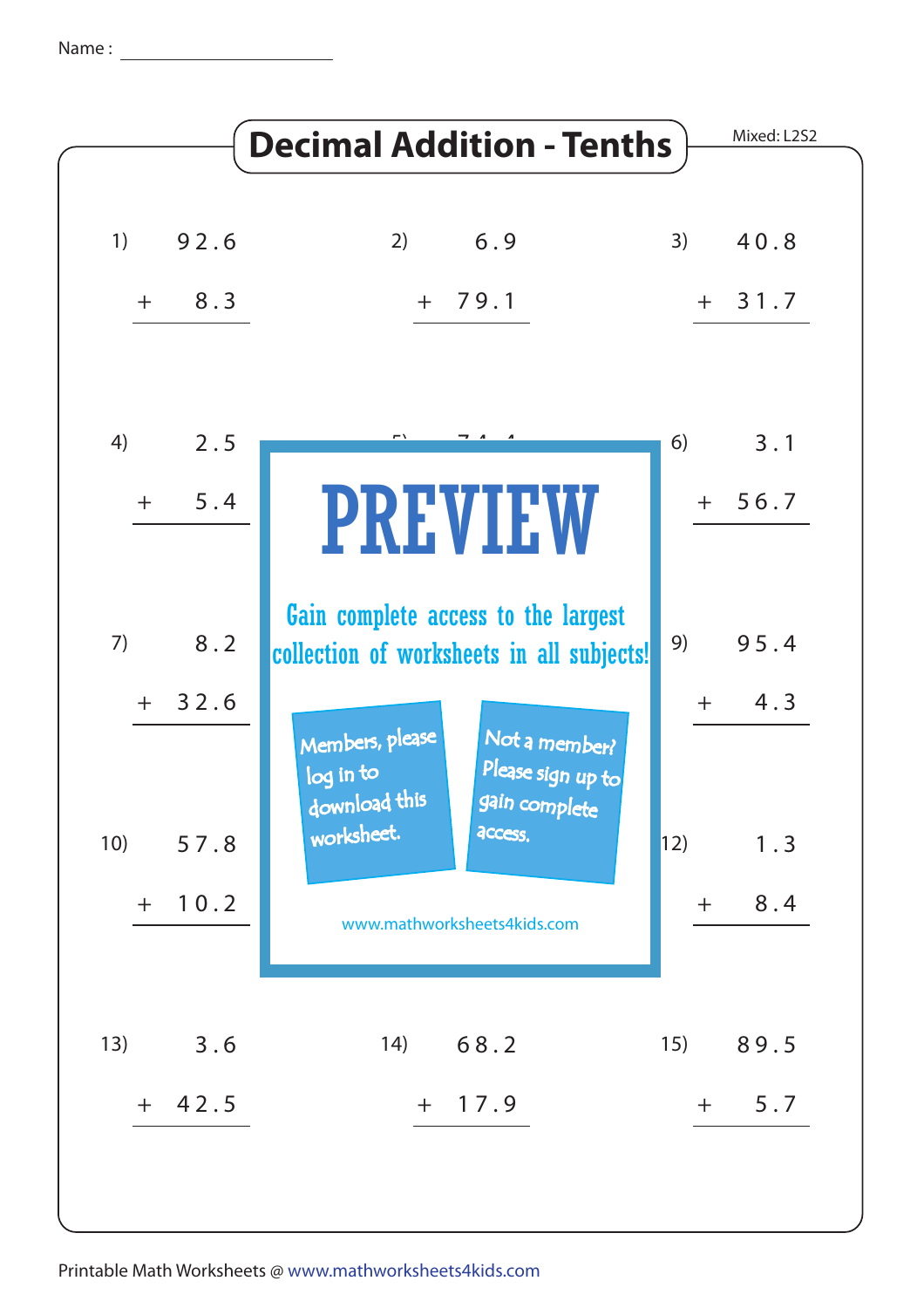Name : ____________________

# Decimal Addition - Tenths

Mixed: L2S2

1) $92.6 + 8.3$

2) $6.9 + 79.1$

3) $40.8 + 31.7$

4) $2.5 + 5.4$

6) $3.1 + 56.7$

7) $8.2 + 32.6$

9) $95.4 + 4.3$

10) $57.8 + 10.2$

12) $1.3 + 8.4$

13) $3.6 + 42.5$

14) $68.2 + 17.9$

15) $89.5 + 5.7$

**PREVIEW**

Gain complete access to the largest collection of worksheets in all subjects!

Members, please log in to download this worksheet.

Not a member? Please sign up to gain complete access.

www.mathworksheets4kids.com

Printable Math Worksheets @ www.mathworksheets4kids.com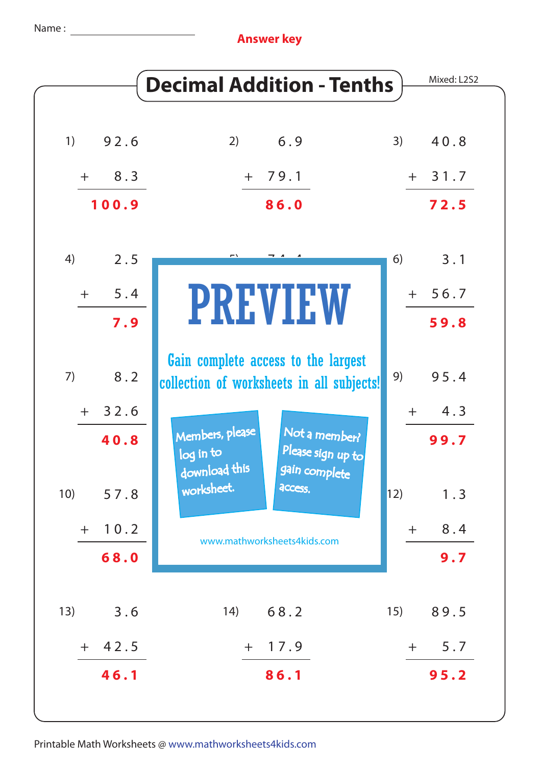Name : ____________________

**Answer key**

# Decimal Addition - Tenths

Mixed: L2S2

1) $92.6 + 8.3 = $ **100.9**

2) $6.9 + 79.1 = $ **86.0**

3) $40.8 + 31.7 = $ **72.5**

4) $2.5 + 5.4 = $ **7.9**

5) $74.4$ ...

6) $3.1 + 56.7 = $ **59.8**

7) $8.2 + 32.6 = $ **40.8**

9) $95.4 + 4.3 = $ **99.7**

10) $57.8 + 10.2 = $ **68.0**

12) $1.3 + 8.4 = $ **9.7**

13) $3.6 + 42.5 = $ **46.1**

14) $68.2 + 17.9 = $ **86.1**

15) $89.5 + 5.7 = $ **95.2**

PREVIEW

Gain complete access to the largest collection of worksheets in all subjects!

Members, please log in to download this worksheet.

Not a member? Please sign up to gain complete access.

www.mathworksheets4kids.com

Printable Math Worksheets @ www.mathworksheets4kids.com